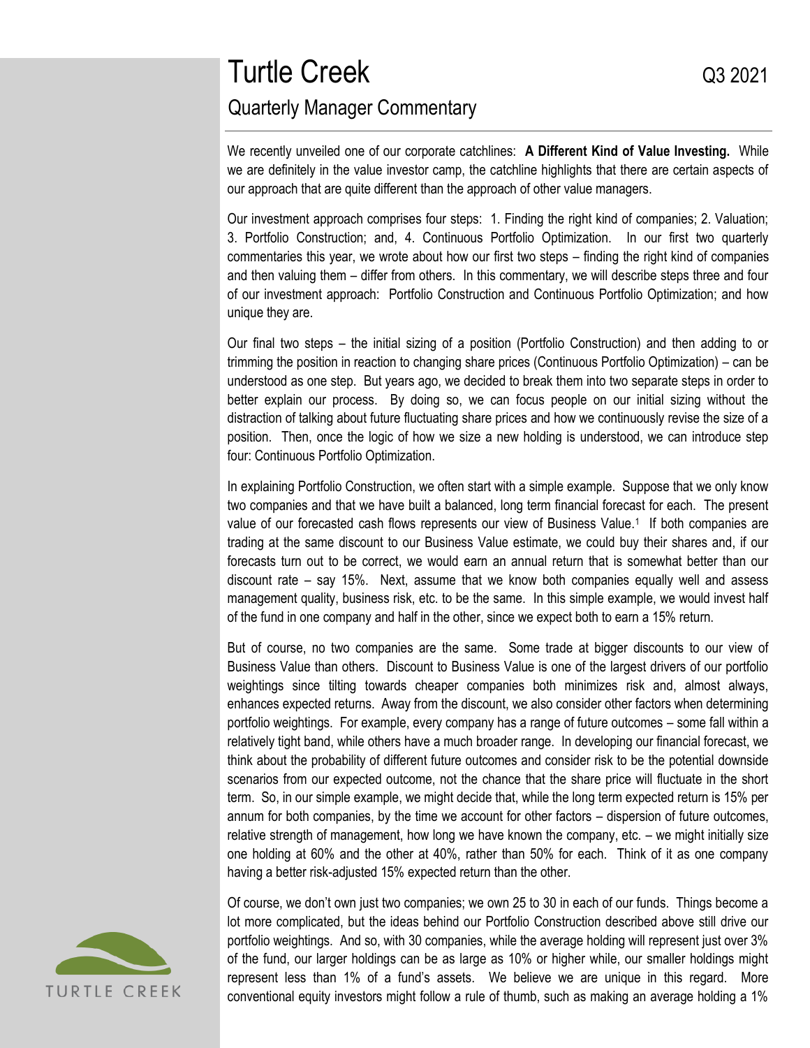# Turtle Creek

Q3 2021

## Quarterly Manager Commentary

We recently unveiled one of our corporate catchlines: **A Different Kind of Value Investing.** While we are definitely in the value investor camp, the catchline highlights that there are certain aspects of our approach that are quite different than the approach of other value managers.

Our investment approach comprises four steps: 1. Finding the right kind of companies; 2. Valuation; 3. Portfolio Construction; and, 4. Continuous Portfolio Optimization. In our first two quarterly commentaries this year, we wrote about how our first two steps – finding the right kind of companies and then valuing them – differ from others. In this commentary, we will describe steps three and four of our investment approach: Portfolio Construction and Continuous Portfolio Optimization; and how unique they are.

Our final two steps – the initial sizing of a position (Portfolio Construction) and then adding to or trimming the position in reaction to changing share prices (Continuous Portfolio Optimization) – can be understood as one step. But years ago, we decided to break them into two separate steps in order to better explain our process. By doing so, we can focus people on our initial sizing without the distraction of talking about future fluctuating share prices and how we continuously revise the size of a position. Then, once the logic of how we size a new holding is understood, we can introduce step four: Continuous Portfolio Optimization.

In explaining Portfolio Construction, we often start with a simple example. Suppose that we only know two companies and that we have built a balanced, long term financial forecast for each. The present value of our forecasted cash flows represents our view of Business Value.[1] If both companies are trading at the same discount to our Business Value estimate, we could buy their shares and, if our forecasts turn out to be correct, we would earn an annual return that is somewhat better than our discount rate – say 15%. Next, assume that we know both companies equally well and assess management quality, business risk, etc. to be the same. In this simple example, we would invest half of the fund in one company and half in the other, since we expect both to earn a 15% return.

But of course, no two companies are the same. Some trade at bigger discounts to our view of Business Value than others. Discount to Business Value is one of the largest drivers of our portfolio weightings since tilting towards cheaper companies both minimizes risk and, almost always, enhances expected returns. Away from the discount, we also consider other factors when determining portfolio weightings. For example, every company has a range of future outcomes – some fall within a relatively tight band, while others have a much broader range. In developing our financial forecast, we think about the probability of different future outcomes and consider risk to be the potential downside scenarios from our expected outcome, not the chance that the share price will fluctuate in the short term. So, in our simple example, we might decide that, while the long term expected return is 15% per annum for both companies, by the time we account for other factors – dispersion of future outcomes, relative strength of management, how long we have known the company, etc. – we might initially size one holding at 60% and the other at 40%, rather than 50% for each. Think of it as one company having a better risk-adjusted 15% expected return than the other.

Of course, we don't own just two companies; we own 25 to 30 in each of our funds. Things become a lot more complicated, but the ideas behind our Portfolio Construction described above still drive our portfolio weightings. And so, with 30 companies, while the average holding will represent just over 3% of the fund, our larger holdings can be as large as 10% or higher while, our smaller holdings might represent less than 1% of a fund's assets. We believe we are unique in this regard. More conventional equity investors might follow a rule of thumb, such as making an average holding a 1%

TURTLE CREEK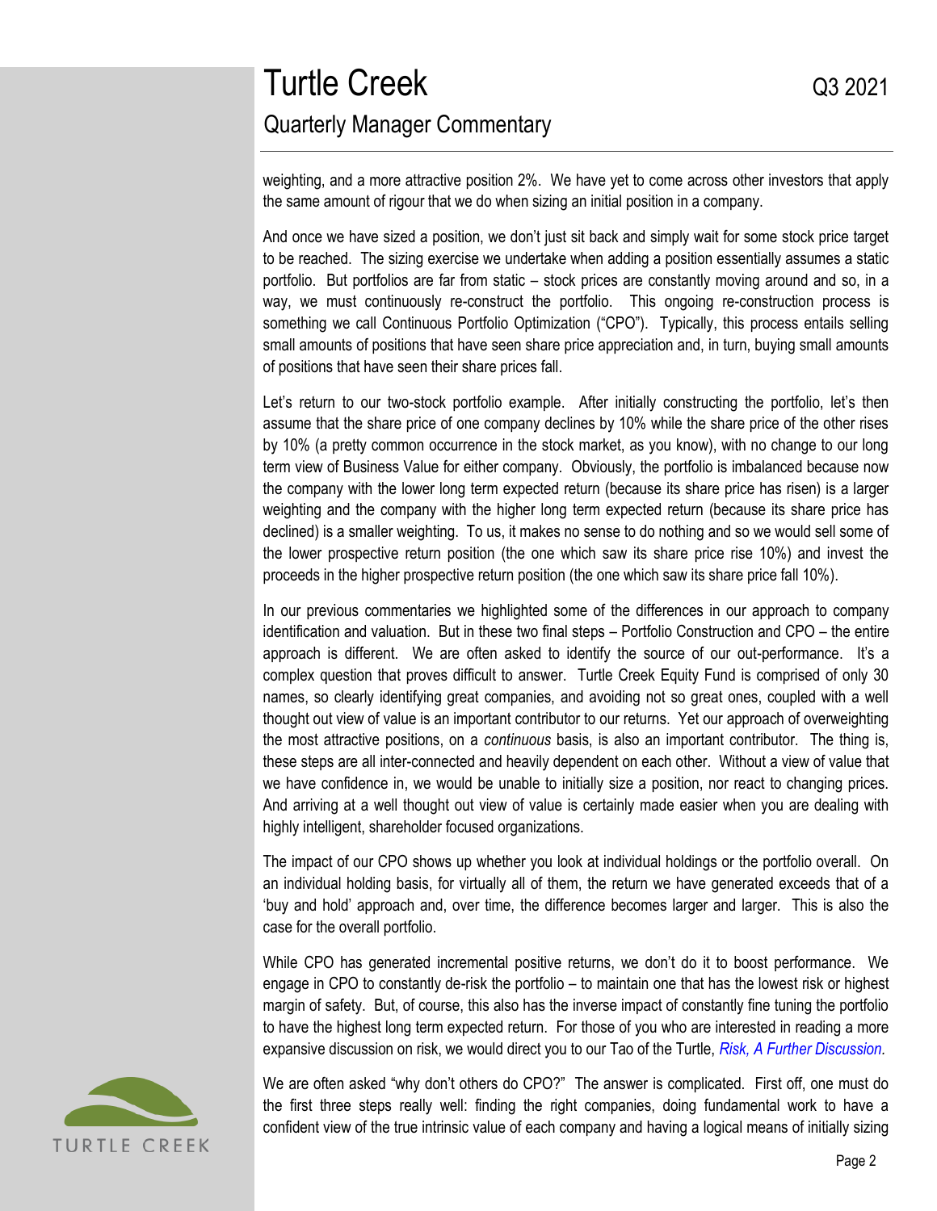weighting, and a more attractive position 2%. We have yet to come across other investors that apply the same amount of rigour that we do when sizing an initial position in a company.

And once we have sized a position, we don't just sit back and simply wait for some stock price target to be reached. The sizing exercise we undertake when adding a position essentially assumes a static portfolio. But portfolios are far from static – stock prices are constantly moving around and so, in a way, we must continuously re-construct the portfolio. This ongoing re-construction process is something we call Continuous Portfolio Optimization ("CPO"). Typically, this process entails selling small amounts of positions that have seen share price appreciation and, in turn, buying small amounts of positions that have seen their share prices fall.

Let's return to our two-stock portfolio example. After initially constructing the portfolio, let's then assume that the share price of one company declines by 10% while the share price of the other rises by 10% (a pretty common occurrence in the stock market, as you know), with no change to our long term view of Business Value for either company. Obviously, the portfolio is imbalanced because now the company with the lower long term expected return (because its share price has risen) is a larger weighting and the company with the higher long term expected return (because its share price has declined) is a smaller weighting. To us, it makes no sense to do nothing and so we would sell some of the lower prospective return position (the one which saw its share price rise 10%) and invest the proceeds in the higher prospective return position (the one which saw its share price fall 10%).

In our previous commentaries we highlighted some of the differences in our approach to company identification and valuation. But in these two final steps – Portfolio Construction and CPO – the entire approach is different. We are often asked to identify the source of our out-performance. It's a complex question that proves difficult to answer. Turtle Creek Equity Fund is comprised of only 30 names, so clearly identifying great companies, and avoiding not so great ones, coupled with a well thought out view of value is an important contributor to our returns. Yet our approach of overweighting the most attractive positions, on a *continuous* basis, is also an important contributor. The thing is, these steps are all inter-connected and heavily dependent on each other. Without a view of value that we have confidence in, we would be unable to initially size a position, nor react to changing prices. And arriving at a well thought out view of value is certainly made easier when you are dealing with highly intelligent, shareholder focused organizations.

The impact of our CPO shows up whether you look at individual holdings or the portfolio overall. On an individual holding basis, for virtually all of them, the return we have generated exceeds that of a 'buy and hold' approach and, over time, the difference becomes larger and larger. This is also the case for the overall portfolio.

While CPO has generated incremental positive returns, we don't do it to boost performance. We engage in CPO to constantly de-risk the portfolio – to maintain one that has the lowest risk or highest margin of safety. But, of course, this also has the inverse impact of constantly fine tuning the portfolio to have the highest long term expected return. For those of you who are interested in reading a more expansive discussion on risk, we would direct you to our Tao of the Turtle, *Risk, A Further Discussion*.

We are often asked "why don't others do CPO?" The answer is complicated. First off, one must do the first three steps really well: finding the right companies, doing fundamental work to have a confident view of the true intrinsic value of each company and having a logical means of initially sizing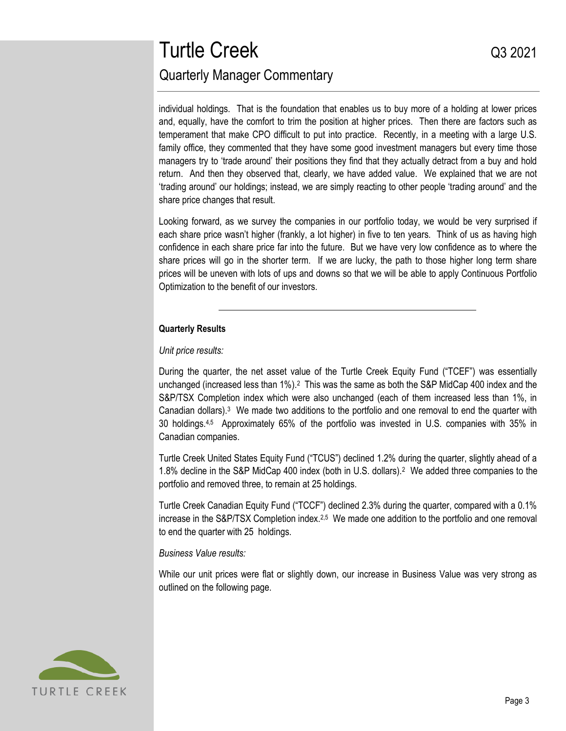individual holdings. That is the foundation that enables us to buy more of a holding at lower prices and, equally, have the comfort to trim the position at higher prices. Then there are factors such as temperament that make CPO difficult to put into practice. Recently, in a meeting with a large U.S. family office, they commented that they have some good investment managers but every time those managers try to 'trade around' their positions they find that they actually detract from a buy and hold return. And then they observed that, clearly, we have added value. We explained that we are not 'trading around' our holdings; instead, we are simply reacting to other people 'trading around' and the share price changes that result.

Looking forward, as we survey the companies in our portfolio today, we would be very surprised if each share price wasn't higher (frankly, a lot higher) in five to ten years. Think of us as having high confidence in each share price far into the future. But we have very low confidence as to where the share prices will go in the shorter term. If we are lucky, the path to those higher long term share prices will be uneven with lots of ups and downs so that we will be able to apply Continuous Portfolio Optimization to the benefit of our investors.

---

**Quarterly Results**

*Unit price results:*

During the quarter, the net asset value of the Turtle Creek Equity Fund ("TCEF") was essentially unchanged (increased less than 1%).[2] This was the same as both the S&P MidCap 400 index and the S&P/TSX Completion index which were also unchanged (each of them increased less than 1%, in Canadian dollars).[3] We made two additions to the portfolio and one removal to end the quarter with 30 holdings.[4,5] Approximately 65% of the portfolio was invested in U.S. companies with 35% in Canadian companies.

Turtle Creek United States Equity Fund ("TCUS") declined 1.2% during the quarter, slightly ahead of a 1.8% decline in the S&P MidCap 400 index (both in U.S. dollars).[2] We added three companies to the portfolio and removed three, to remain at 25 holdings.

Turtle Creek Canadian Equity Fund ("TCCF") declined 2.3% during the quarter, compared with a 0.1% increase in the S&P/TSX Completion index.[2,5] We made one addition to the portfolio and one removal to end the quarter with 25 holdings.

*Business Value results:*

While our unit prices were flat or slightly down, our increase in Business Value was very strong as outlined on the following page.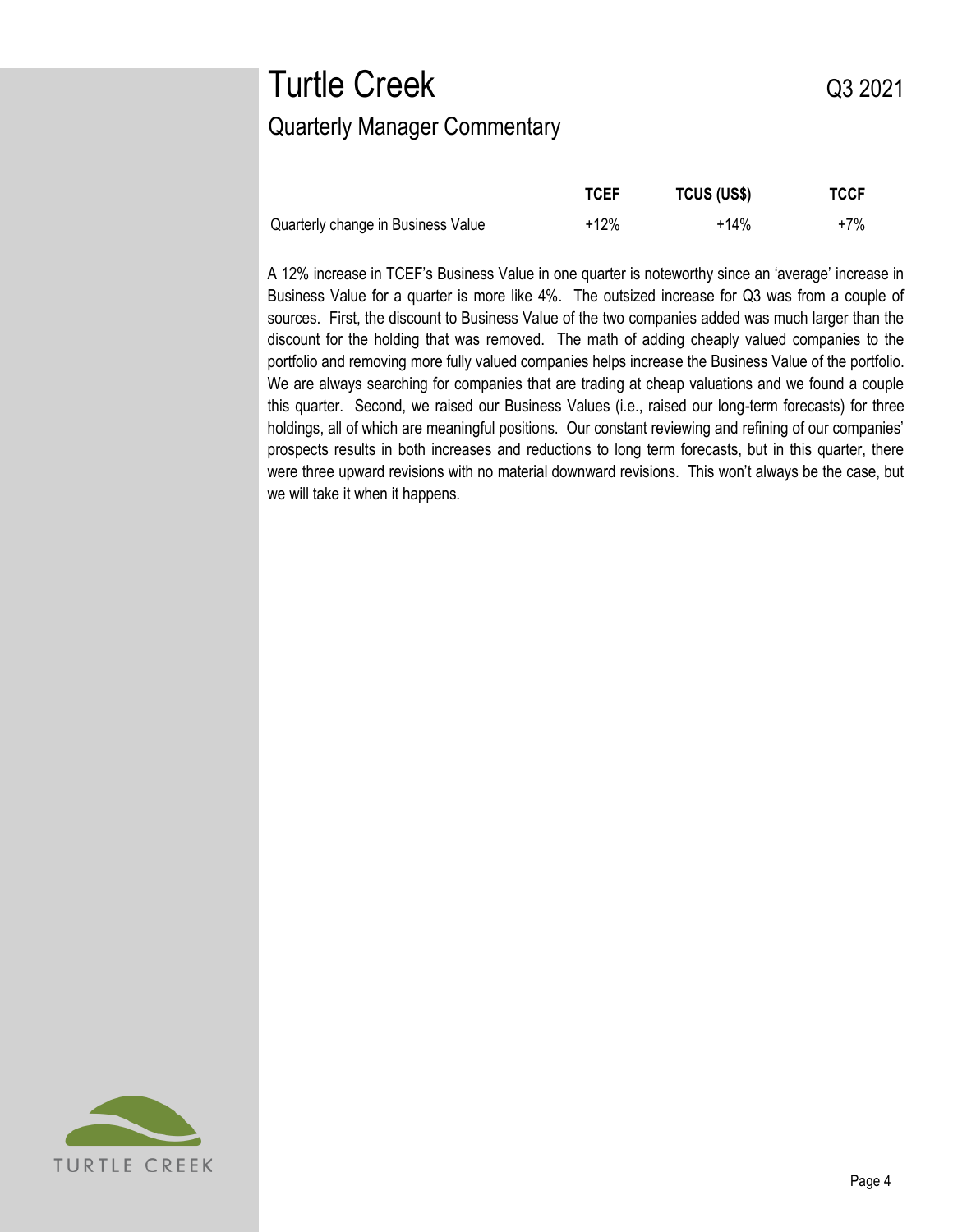# Turtle Creek

Q3 2021

## Quarterly Manager Commentary

| | TCEF | TCUS (US$) | TCCF |
|---|---|---|---|
| Quarterly change in Business Value | +12% | +14% | +7% |

A 12% increase in TCEF's Business Value in one quarter is noteworthy since an 'average' increase in Business Value for a quarter is more like 4%. The outsized increase for Q3 was from a couple of sources. First, the discount to Business Value of the two companies added was much larger than the discount for the holding that was removed. The math of adding cheaply valued companies to the portfolio and removing more fully valued companies helps increase the Business Value of the portfolio. We are always searching for companies that are trading at cheap valuations and we found a couple this quarter. Second, we raised our Business Values (i.e., raised our long-term forecasts) for three holdings, all of which are meaningful positions. Our constant reviewing and refining of our companies' prospects results in both increases and reductions to long term forecasts, but in this quarter, there were three upward revisions with no material downward revisions. This won't always be the case, but we will take it when it happens.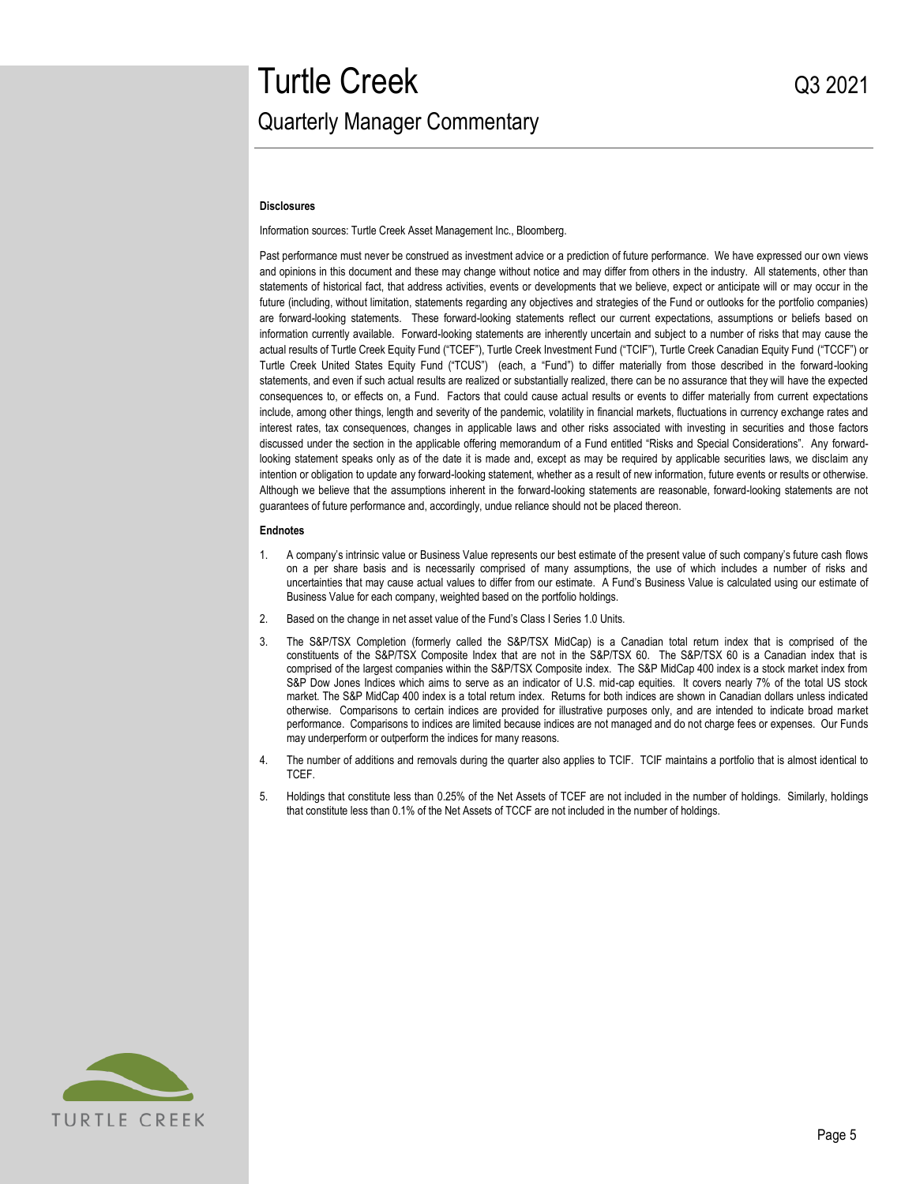# Turtle Creek

## Quarterly Manager Commentary

Q3 2021

**Disclosures**

Information sources: Turtle Creek Asset Management Inc., Bloomberg.

Past performance must never be construed as investment advice or a prediction of future performance. We have expressed our own views and opinions in this document and these may change without notice and may differ from others in the industry. All statements, other than statements of historical fact, that address activities, events or developments that we believe, expect or anticipate will or may occur in the future (including, without limitation, statements regarding any objectives and strategies of the Fund or outlooks for the portfolio companies) are forward-looking statements. These forward-looking statements reflect our current expectations, assumptions or beliefs based on information currently available. Forward-looking statements are inherently uncertain and subject to a number of risks that may cause the actual results of Turtle Creek Equity Fund ("TCEF"), Turtle Creek Investment Fund ("TCIF"), Turtle Creek Canadian Equity Fund ("TCCF") or Turtle Creek United States Equity Fund ("TCUS") (each, a "Fund") to differ materially from those described in the forward-looking statements, and even if such actual results are realized or substantially realized, there can be no assurance that they will have the expected consequences to, or effects on, a Fund. Factors that could cause actual results or events to differ materially from current expectations include, among other things, length and severity of the pandemic, volatility in financial markets, fluctuations in currency exchange rates and interest rates, tax consequences, changes in applicable laws and other risks associated with investing in securities and those factors discussed under the section in the applicable offering memorandum of a Fund entitled "Risks and Special Considerations". Any forward-looking statement speaks only as of the date it is made and, except as may be required by applicable securities laws, we disclaim any intention or obligation to update any forward-looking statement, whether as a result of new information, future events or results or otherwise. Although we believe that the assumptions inherent in the forward-looking statements are reasonable, forward-looking statements are not guarantees of future performance and, accordingly, undue reliance should not be placed thereon.

**Endnotes**

1. A company's intrinsic value or Business Value represents our best estimate of the present value of such company's future cash flows on a per share basis and is necessarily comprised of many assumptions, the use of which includes a number of risks and uncertainties that may cause actual values to differ from our estimate. A Fund's Business Value is calculated using our estimate of Business Value for each company, weighted based on the portfolio holdings.
2. Based on the change in net asset value of the Fund's Class I Series 1.0 Units.
3. The S&P/TSX Completion (formerly called the S&P/TSX MidCap) is a Canadian total return index that is comprised of the constituents of the S&P/TSX Composite Index that are not in the S&P/TSX 60. The S&P/TSX 60 is a Canadian index that is comprised of the largest companies within the S&P/TSX Composite index. The S&P MidCap 400 index is a stock market index from S&P Dow Jones Indices which aims to serve as an indicator of U.S. mid-cap equities. It covers nearly 7% of the total US stock market. The S&P MidCap 400 index is a total return index. Returns for both indices are shown in Canadian dollars unless indicated otherwise. Comparisons to certain indices are provided for illustrative purposes only, and are intended to indicate broad market performance. Comparisons to indices are limited because indices are not managed and do not charge fees or expenses. Our Funds may underperform or outperform the indices for many reasons.
4. The number of additions and removals during the quarter also applies to TCIF. TCIF maintains a portfolio that is almost identical to TCEF.
5. Holdings that constitute less than 0.25% of the Net Assets of TCEF are not included in the number of holdings. Similarly, holdings that constitute less than 0.1% of the Net Assets of TCCF are not included in the number of holdings.

TURTLE CREEK